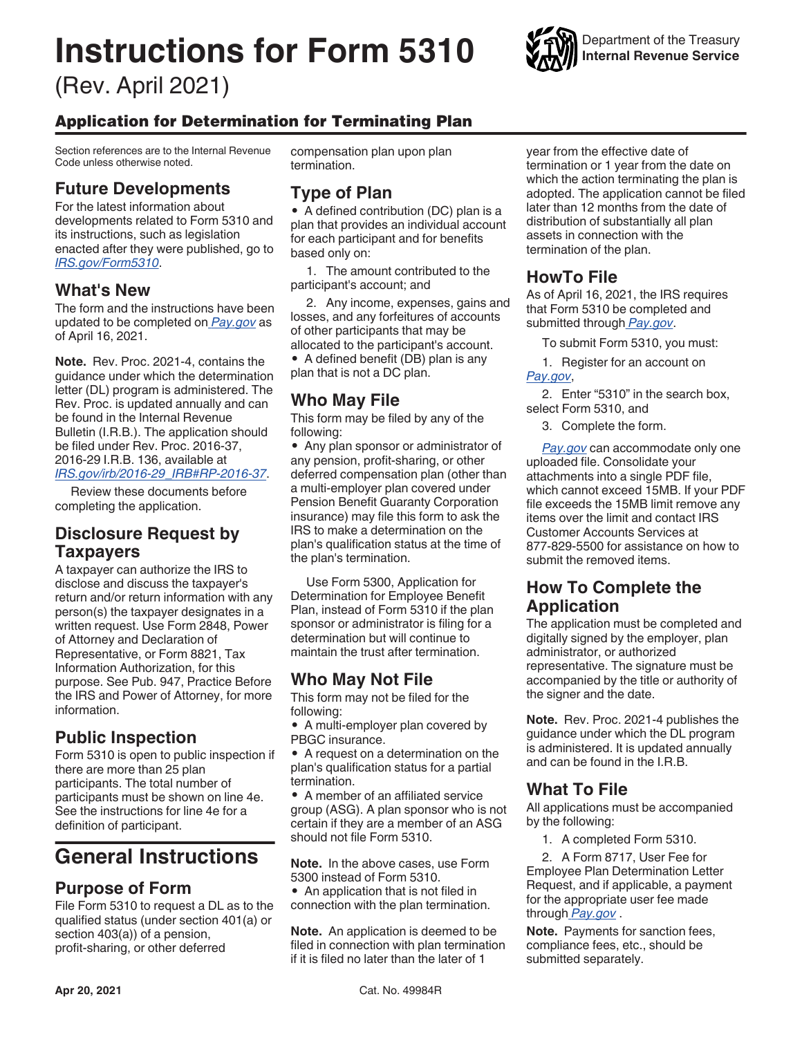# Instructions for Form 5310

(Rev. April 2021)

Department of the Treasury
**Internal Revenue Service**

## Application for Determination for Terminating Plan

Section references are to the Internal Revenue Code unless otherwise noted.

## Future Developments

For the latest information about developments related to Form 5310 and its instructions, such as legislation enacted after they were published, go to *IRS.gov/Form5310*.

## What's New

The form and the instructions have been updated to be completed on *Pay.gov* as of April 16, 2021.

**Note.** Rev. Proc. 2021-4, contains the guidance under which the determination letter (DL) program is administered. The Rev. Proc. is updated annually and can be found in the Internal Revenue Bulletin (I.R.B.). The application should be filed under Rev. Proc. 2016-37, 2016-29 I.R.B. 136, available at *IRS.gov/irb/2016-29_IRB#RP-2016-37*.

Review these documents before completing the application.

## Disclosure Request by Taxpayers

A taxpayer can authorize the IRS to disclose and discuss the taxpayer's return and/or return information with any person(s) the taxpayer designates in a written request. Use Form 2848, Power of Attorney and Declaration of Representative, or Form 8821, Tax Information Authorization, for this purpose. See Pub. 947, Practice Before the IRS and Power of Attorney, for more information.

## Public Inspection

Form 5310 is open to public inspection if there are more than 25 plan participants. The total number of participants must be shown on line 4e. See the instructions for line 4e for a definition of participant.

# General Instructions

## Purpose of Form

File Form 5310 to request a DL as to the qualified status (under section 401(a) or section 403(a)) of a pension, profit-sharing, or other deferred compensation plan upon plan termination.

## Type of Plan

- A defined contribution (DC) plan is a plan that provides an individual account for each participant and for benefits based only on:

  1. The amount contributed to the participant's account; and
  2. Any income, expenses, gains and losses, and any forfeitures of accounts of other participants that may be allocated to the participant's account.

- A defined benefit (DB) plan is any plan that is not a DC plan.

## Who May File

This form may be filed by any of the following:

- Any plan sponsor or administrator of any pension, profit-sharing, or other deferred compensation plan (other than a multi-employer plan covered under Pension Benefit Guaranty Corporation insurance) may file this form to ask the IRS to make a determination on the plan's qualification status at the time of the plan's termination.

Use Form 5300, Application for Determination for Employee Benefit Plan, instead of Form 5310 if the plan sponsor or administrator is filing for a determination but will continue to maintain the trust after termination.

## Who May Not File

This form may not be filed for the following:

- A multi-employer plan covered by PBGC insurance.
- A request on a determination on the plan's qualification status for a partial termination.
- A member of an affiliated service group (ASG). A plan sponsor who is not certain if they are a member of an ASG should not file Form 5310.

**Note.** In the above cases, use Form 5300 instead of Form 5310.

- An application that is not filed in connection with the plan termination.

**Note.** An application is deemed to be filed in connection with plan termination if it is filed no later than the later of 1 year from the effective date of termination or 1 year from the date on which the action terminating the plan is adopted. The application cannot be filed later than 12 months from the date of distribution of substantially all plan assets in connection with the termination of the plan.

## HowTo File

As of April 16, 2021, the IRS requires that Form 5310 be completed and submitted through *Pay.gov*.

To submit Form 5310, you must:

1. Register for an account on *Pay.gov*,
2. Enter "5310" in the search box, select Form 5310, and
3. Complete the form.

*Pay.gov* can accommodate only one uploaded file. Consolidate your attachments into a single PDF file, which cannot exceed 15MB. If your PDF file exceeds the 15MB limit remove any items over the limit and contact IRS Customer Accounts Services at 877-829-5500 for assistance on how to submit the removed items.

## How To Complete the Application

The application must be completed and digitally signed by the employer, plan administrator, or authorized representative. The signature must be accompanied by the title or authority of the signer and the date.

**Note.** Rev. Proc. 2021-4 publishes the guidance under which the DL program is administered. It is updated annually and can be found in the I.R.B.

## What To File

All applications must be accompanied by the following:

1. A completed Form 5310.
2. A Form 8717, User Fee for Employee Plan Determination Letter Request, and if applicable, a payment for the appropriate user fee made through *Pay.gov* .

**Note.** Payments for sanction fees, compliance fees, etc., should be submitted separately.

Apr 20, 2021 Cat. No. 49984R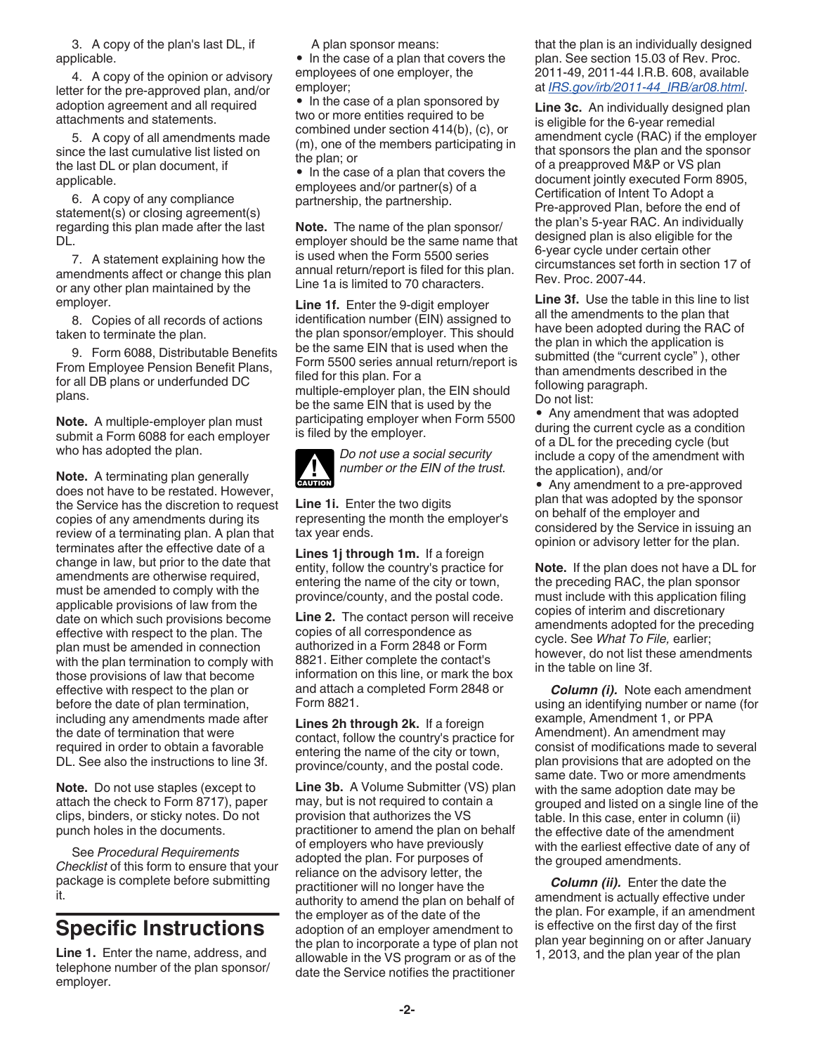3. A copy of the plan's last DL, if applicable.

4. A copy of the opinion or advisory letter for the pre-approved plan, and/or adoption agreement and all required attachments and statements.

5. A copy of all amendments made since the last cumulative list listed on the last DL or plan document, if applicable.

6. A copy of any compliance statement(s) or closing agreement(s) regarding this plan made after the last DL.

7. A statement explaining how the amendments affect or change this plan or any other plan maintained by the employer.

8. Copies of all records of actions taken to terminate the plan.

9. Form 6088, Distributable Benefits From Employee Pension Benefit Plans, for all DB plans or underfunded DC plans.

**Note.** A multiple-employer plan must submit a Form 6088 for each employer who has adopted the plan.

**Note.** A terminating plan generally does not have to be restated. However, the Service has the discretion to request copies of any amendments during its review of a terminating plan. A plan that terminates after the effective date of a change in law, but prior to the date that amendments are otherwise required, must be amended to comply with the applicable provisions of law from the date on which such provisions become effective with respect to the plan. The plan must be amended in connection with the plan termination to comply with those provisions of law that become effective with respect to the plan or before the date of plan termination, including any amendments made after the date of termination that were required in order to obtain a favorable DL. See also the instructions to line 3f.

**Note.** Do not use staples (except to attach the check to Form 8717), paper clips, binders, or sticky notes. Do not punch holes in the documents.

See *Procedural Requirements Checklist* of this form to ensure that your package is complete before submitting it.

# Specific Instructions

**Line 1.** Enter the name, address, and telephone number of the plan sponsor/employer.

A plan sponsor means:

- In the case of a plan that covers the employees of one employer, the employer;
- In the case of a plan sponsored by two or more entities required to be combined under section 414(b), (c), or (m), one of the members participating in the plan; or
- In the case of a plan that covers the employees and/or partner(s) of a partnership, the partnership.

**Note.** The name of the plan sponsor/employer should be the same name that is used when the Form 5500 series annual return/report is filed for this plan. Line 1a is limited to 70 characters.

**Line 1f.** Enter the 9-digit employer identification number (EIN) assigned to the plan sponsor/employer. This should be the same EIN that is used when the Form 5500 series annual return/report is filed for this plan. For a multiple-employer plan, the EIN should be the same EIN that is used by the participating employer when Form 5500 is filed by the employer.

CAUTION: *Do not use a social security number or the EIN of the trust.*

**Line 1i.** Enter the two digits representing the month the employer's tax year ends.

**Lines 1j through 1m.** If a foreign entity, follow the country's practice for entering the name of the city or town, province/county, and the postal code.

**Line 2.** The contact person will receive copies of all correspondence as authorized in a Form 2848 or Form 8821. Either complete the contact's information on this line, or mark the box and attach a completed Form 2848 or Form 8821.

**Lines 2h through 2k.** If a foreign contact, follow the country's practice for entering the name of the city or town, province/county, and the postal code.

**Line 3b.** A Volume Submitter (VS) plan may, but is not required to contain a provision that authorizes the VS practitioner to amend the plan on behalf of employers who have previously adopted the plan. For purposes of reliance on the advisory letter, the practitioner will no longer have the authority to amend the plan on behalf of the employer as of the date of the adoption of an employer amendment to the plan to incorporate a type of plan not allowable in the VS program or as of the date the Service notifies the practitioner that the plan is an individually designed plan. See section 15.03 of Rev. Proc. 2011-49, 2011-44 I.R.B. 608, available at *IRS.gov/irb/2011-44_IRB/ar08.html*.

**Line 3c.** An individually designed plan is eligible for the 6-year remedial amendment cycle (RAC) if the employer that sponsors the plan and the sponsor of a preapproved M&P or VS plan document jointly executed Form 8905, Certification of Intent To Adopt a Pre-approved Plan, before the end of the plan's 5-year RAC. An individually designed plan is also eligible for the 6-year cycle under certain other circumstances set forth in section 17 of Rev. Proc. 2007-44.

**Line 3f.** Use the table in this line to list all the amendments to the plan that have been adopted during the RAC of the plan in which the application is submitted (the "current cycle" ), other than amendments described in the following paragraph.

Do not list:

- Any amendment that was adopted during the current cycle as a condition of a DL for the preceding cycle (but include a copy of the amendment with the application), and/or
- Any amendment to a pre-approved plan that was adopted by the sponsor on behalf of the employer and considered by the Service in issuing an opinion or advisory letter for the plan.

**Note.** If the plan does not have a DL for the preceding RAC, the plan sponsor must include with this application filing copies of interim and discretionary amendments adopted for the preceding cycle. See *What To File,* earlier; however, do not list these amendments in the table on line 3f.

***Column (i).*** Note each amendment using an identifying number or name (for example, Amendment 1, or PPA Amendment). An amendment may consist of modifications made to several plan provisions that are adopted on the same date. Two or more amendments with the same adoption date may be grouped and listed on a single line of the table. In this case, enter in column (ii) the effective date of the amendment with the earliest effective date of any of the grouped amendments.

***Column (ii).*** Enter the date the amendment is actually effective under the plan. For example, if an amendment is effective on the first day of the first plan year beginning on or after January 1, 2013, and the plan year of the plan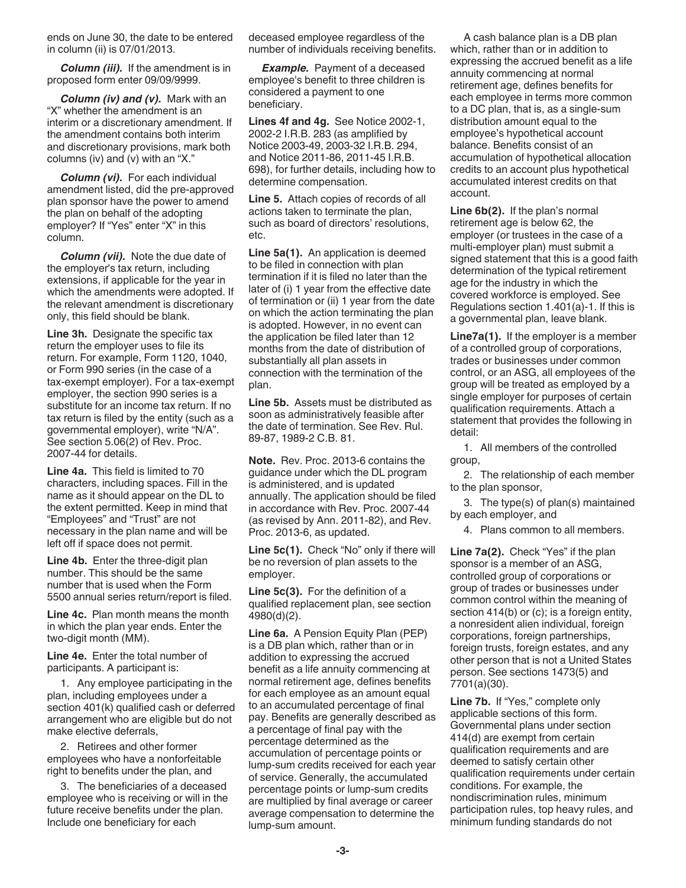ends on June 30, the date to be entered in column (ii) is 07/01/2013.

***Column (iii).*** If the amendment is in proposed form enter 09/09/9999.

***Column (iv) and (v).*** Mark with an "X" whether the amendment is an interim or a discretionary amendment. If the amendment contains both interim and discretionary provisions, mark both columns (iv) and (v) with an "X."

***Column (vi).*** For each individual amendment listed, did the pre-approved plan sponsor have the power to amend the plan on behalf of the adopting employer? If "Yes" enter "X" in this column.

***Column (vii).*** Note the due date of the employer's tax return, including extensions, if applicable for the year in which the amendments were adopted. If the relevant amendment is discretionary only, this field should be blank.

**Line 3h.** Designate the specific tax return the employer uses to file its return. For example, Form 1120, 1040, or Form 990 series (in the case of a tax-exempt employer). For a tax-exempt employer, the section 990 series is a substitute for an income tax return. If no tax return is filed by the entity (such as a governmental employer), write "N/A". See section 5.06(2) of Rev. Proc. 2007-44 for details.

**Line 4a.** This field is limited to 70 characters, including spaces. Fill in the name as it should appear on the DL to the extent permitted. Keep in mind that "Employees" and "Trust" are not necessary in the plan name and will be left off if space does not permit.

**Line 4b.** Enter the three-digit plan number. This should be the same number that is used when the Form 5500 annual series return/report is filed.

**Line 4c.** Plan month means the month in which the plan year ends. Enter the two-digit month (MM).

**Line 4e.** Enter the total number of participants. A participant is:

1. Any employee participating in the plan, including employees under a section 401(k) qualified cash or deferred arrangement who are eligible but do not make elective deferrals,

2. Retirees and other former employees who have a nonforfeitable right to benefits under the plan, and

3. The beneficiaries of a deceased employee who is receiving or will in the future receive benefits under the plan. Include one beneficiary for each deceased employee regardless of the number of individuals receiving benefits.

***Example.*** Payment of a deceased employee's benefit to three children is considered a payment to one beneficiary.

**Lines 4f and 4g.** See Notice 2002-1, 2002-2 I.R.B. 283 (as amplified by Notice 2003-49, 2003-32 I.R.B. 294, and Notice 2011-86, 2011-45 I.R.B. 698), for further details, including how to determine compensation.

**Line 5.** Attach copies of records of all actions taken to terminate the plan, such as board of directors' resolutions, etc.

**Line 5a(1).** An application is deemed to be filed in connection with plan termination if it is filed no later than the later of (i) 1 year from the effective date of termination or (ii) 1 year from the date on which the action terminating the plan is adopted. However, in no event can the application be filed later than 12 months from the date of distribution of substantially all plan assets in connection with the termination of the plan.

**Line 5b.** Assets must be distributed as soon as administratively feasible after the date of termination. See Rev. Rul. 89-87, 1989-2 C.B. 81.

**Note.** Rev. Proc. 2013-6 contains the guidance under which the DL program is administered, and is updated annually. The application should be filed in accordance with Rev. Proc. 2007-44 (as revised by Ann. 2011-82), and Rev. Proc. 2013-6, as updated.

**Line 5c(1).** Check "No" only if there will be no reversion of plan assets to the employer.

**Line 5c(3).** For the definition of a qualified replacement plan, see section 4980(d)(2).

**Line 6a.** A Pension Equity Plan (PEP) is a DB plan which, rather than or in addition to expressing the accrued benefit as a life annuity commencing at normal retirement age, defines benefits for each employee as an amount equal to an accumulated percentage of final pay. Benefits are generally described as a percentage of final pay with the percentage determined as the accumulation of percentage points or lump-sum credits received for each year of service. Generally, the accumulated percentage points or lump-sum credits are multiplied by final average or career average compensation to determine the lump-sum amount.

A cash balance plan is a DB plan which, rather than or in addition to expressing the accrued benefit as a life annuity commencing at normal retirement age, defines benefits for each employee in terms more common to a DC plan, that is, as a single-sum distribution amount equal to the employee's hypothetical account balance. Benefits consist of an accumulation of hypothetical allocation credits to an account plus hypothetical accumulated interest credits on that account.

**Line 6b(2).** If the plan's normal retirement age is below 62, the employer (or trustees in the case of a multi-employer plan) must submit a signed statement that this is a good faith determination of the typical retirement age for the industry in which the covered workforce is employed. See Regulations section 1.401(a)-1. If this is a governmental plan, leave blank.

**Line7a(1).** If the employer is a member of a controlled group of corporations, trades or businesses under common control, or an ASG, all employees of the group will be treated as employed by a single employer for purposes of certain qualification requirements. Attach a statement that provides the following in detail:

1. All members of the controlled group,

2. The relationship of each member to the plan sponsor,

3. The type(s) of plan(s) maintained by each employer, and

4. Plans common to all members.

**Line 7a(2).** Check "Yes" if the plan sponsor is a member of an ASG, controlled group of corporations or group of trades or businesses under common control within the meaning of section 414(b) or (c); is a foreign entity, a nonresident alien individual, foreign corporations, foreign partnerships, foreign trusts, foreign estates, and any other person that is not a United States person. See sections 1473(5) and 7701(a)(30).

**Line 7b.** If "Yes," complete only applicable sections of this form. Governmental plans under section 414(d) are exempt from certain qualification requirements and are deemed to satisfy certain other qualification requirements under certain conditions. For example, the nondiscrimination rules, minimum participation rules, top heavy rules, and minimum funding standards do not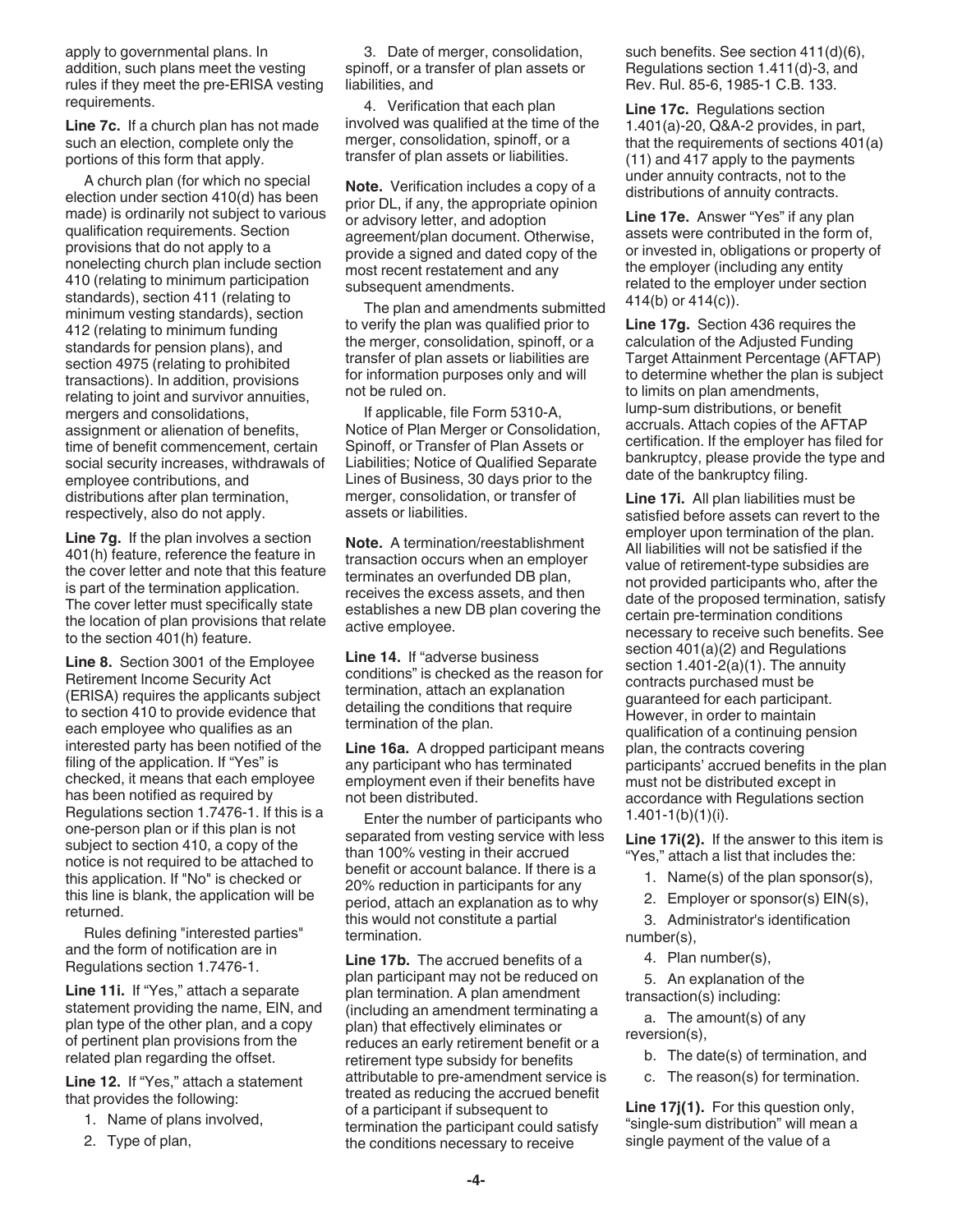apply to governmental plans. In addition, such plans meet the vesting rules if they meet the pre-ERISA vesting requirements.

**Line 7c.** If a church plan has not made such an election, complete only the portions of this form that apply.

A church plan (for which no special election under section 410(d) has been made) is ordinarily not subject to various qualification requirements. Section provisions that do not apply to a nonelecting church plan include section 410 (relating to minimum participation standards), section 411 (relating to minimum vesting standards), section 412 (relating to minimum funding standards for pension plans), and section 4975 (relating to prohibited transactions). In addition, provisions relating to joint and survivor annuities, mergers and consolidations, assignment or alienation of benefits, time of benefit commencement, certain social security increases, withdrawals of employee contributions, and distributions after plan termination, respectively, also do not apply.

**Line 7g.** If the plan involves a section 401(h) feature, reference the feature in the cover letter and note that this feature is part of the termination application. The cover letter must specifically state the location of plan provisions that relate to the section 401(h) feature.

**Line 8.** Section 3001 of the Employee Retirement Income Security Act (ERISA) requires the applicants subject to section 410 to provide evidence that each employee who qualifies as an interested party has been notified of the filing of the application. If "Yes" is checked, it means that each employee has been notified as required by Regulations section 1.7476-1. If this is a one-person plan or if this plan is not subject to section 410, a copy of the notice is not required to be attached to this application. If "No" is checked or this line is blank, the application will be returned.

Rules defining "interested parties" and the form of notification are in Regulations section 1.7476-1.

**Line 11i.** If "Yes," attach a separate statement providing the name, EIN, and plan type of the other plan, and a copy of pertinent plan provisions from the related plan regarding the offset.

**Line 12.** If "Yes," attach a statement that provides the following:

1. Name of plans involved,
2. Type of plan,
3. Date of merger, consolidation, spinoff, or a transfer of plan assets or liabilities, and
4. Verification that each plan involved was qualified at the time of the merger, consolidation, spinoff, or a transfer of plan assets or liabilities.

**Note.** Verification includes a copy of a prior DL, if any, the appropriate opinion or advisory letter, and adoption agreement/plan document. Otherwise, provide a signed and dated copy of the most recent restatement and any subsequent amendments.

The plan and amendments submitted to verify the plan was qualified prior to the merger, consolidation, spinoff, or a transfer of plan assets or liabilities are for information purposes only and will not be ruled on.

If applicable, file Form 5310-A, Notice of Plan Merger or Consolidation, Spinoff, or Transfer of Plan Assets or Liabilities; Notice of Qualified Separate Lines of Business, 30 days prior to the merger, consolidation, or transfer of assets or liabilities.

**Note.** A termination/reestablishment transaction occurs when an employer terminates an overfunded DB plan, receives the excess assets, and then establishes a new DB plan covering the active employee.

**Line 14.** If "adverse business conditions" is checked as the reason for termination, attach an explanation detailing the conditions that require termination of the plan.

**Line 16a.** A dropped participant means any participant who has terminated employment even if their benefits have not been distributed.

Enter the number of participants who separated from vesting service with less than 100% vesting in their accrued benefit or account balance. If there is a 20% reduction in participants for any period, attach an explanation as to why this would not constitute a partial termination.

**Line 17b.** The accrued benefits of a plan participant may not be reduced on plan termination. A plan amendment (including an amendment terminating a plan) that effectively eliminates or reduces an early retirement benefit or a retirement type subsidy for benefits attributable to pre-amendment service is treated as reducing the accrued benefit of a participant if subsequent to termination the participant could satisfy the conditions necessary to receive such benefits. See section 411(d)(6), Regulations section 1.411(d)-3, and Rev. Rul. 85-6, 1985-1 C.B. 133.

**Line 17c.** Regulations section 1.401(a)-20, Q&A-2 provides, in part, that the requirements of sections 401(a)(11) and 417 apply to the payments under annuity contracts, not to the distributions of annuity contracts.

**Line 17e.** Answer "Yes" if any plan assets were contributed in the form of, or invested in, obligations or property of the employer (including any entity related to the employer under section 414(b) or 414(c)).

**Line 17g.** Section 436 requires the calculation of the Adjusted Funding Target Attainment Percentage (AFTAP) to determine whether the plan is subject to limits on plan amendments, lump-sum distributions, or benefit accruals. Attach copies of the AFTAP certification. If the employer has filed for bankruptcy, please provide the type and date of the bankruptcy filing.

**Line 17i.** All plan liabilities must be satisfied before assets can revert to the employer upon termination of the plan. All liabilities will not be satisfied if the value of retirement-type subsidies are not provided participants who, after the date of the proposed termination, satisfy certain pre-termination conditions necessary to receive such benefits. See section 401(a)(2) and Regulations section 1.401-2(a)(1). The annuity contracts purchased must be guaranteed for each participant. However, in order to maintain qualification of a continuing pension plan, the contracts covering participants' accrued benefits in the plan must not be distributed except in accordance with Regulations section 1.401-1(b)(1)(i).

**Line 17i(2).** If the answer to this item is "Yes," attach a list that includes the:

1. Name(s) of the plan sponsor(s),
2. Employer or sponsor(s) EIN(s),
3. Administrator's identification number(s),
4. Plan number(s),
5. An explanation of the transaction(s) including:
   a. The amount(s) of any reversion(s),
   b. The date(s) of termination, and
   c. The reason(s) for termination.

**Line 17j(1).** For this question only, "single-sum distribution" will mean a single payment of the value of a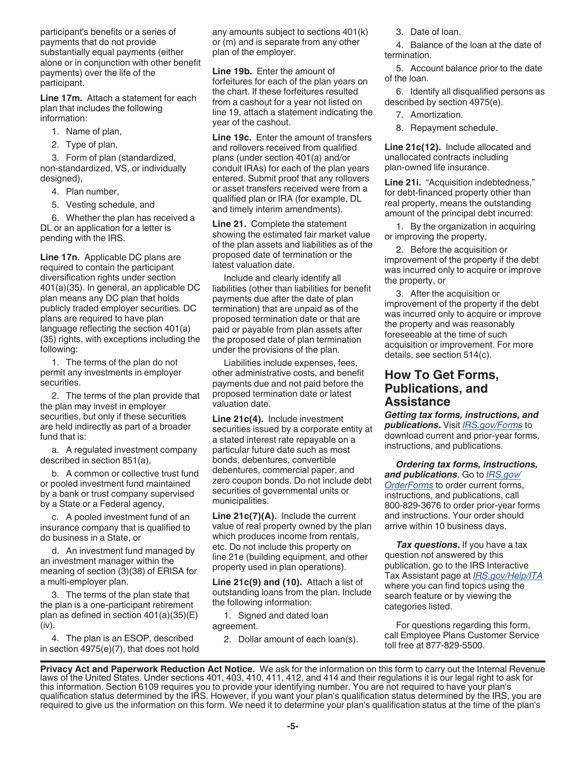participant's benefits or a series of payments that do not provide substantially equal payments (either alone or in conjunction with other benefit payments) over the life of the participant.

**Line 17m.** Attach a statement for each plan that includes the following information:

1. Name of plan,
2. Type of plan,
3. Form of plan (standardized, non-standardized, VS, or individually designed),
4. Plan number,
5. Vesting schedule, and
6. Whether the plan has received a DL or an application for a letter is pending with the IRS.

**Line 17n.** Applicable DC plans are required to contain the participant diversification rights under section 401(a)(35). In general, an applicable DC plan means any DC plan that holds publicly traded employer securities. DC plans are required to have plan language reflecting the section 401(a)(35) rights, with exceptions including the following:

1. The terms of the plan do not permit any investments in employer securities.
2. The terms of the plan provide that the plan may invest in employer securities, but only if these securities are held indirectly as part of a broader fund that is:

   a. A regulated investment company described in section 851(a),

   b. A common or collective trust fund or pooled investment fund maintained by a bank or trust company supervised by a State or a Federal agency,

   c. A pooled investment fund of an insurance company that is qualified to do business in a State, or

   d. An investment fund managed by an investment manager within the meaning of section (3)(38) of ERISA for a multi-employer plan.

3. The terms of the plan state that the plan is a one-participant retirement plan as defined in section 401(a)(35)(E)(iv).
4. The plan is an ESOP, described in section 4975(e)(7), that does not hold any amounts subject to sections 401(k) or (m) and is separate from any other plan of the employer.

**Line 19b.** Enter the amount of forfeitures for each of the plan years on the chart. If these forfeitures resulted from a cashout for a year not listed on line 19, attach a statement indicating the year of the cashout.

**Line 19c.** Enter the amount of transfers and rollovers received from qualified plans (under section 401(a) and/or conduit IRAs) for each of the plan years entered. Submit proof that any rollovers or asset transfers received were from a qualified plan or IRA (for example, DL and timely interim amendments).

**Line 21.** Complete the statement showing the estimated fair market value of the plan assets and liabilities as of the proposed date of termination or the latest valuation date.

Include and clearly identify all liabilities (other than liabilities for benefit payments due after the date of plan termination) that are unpaid as of the proposed termination date or that are paid or payable from plan assets after the proposed date of plan termination under the provisions of the plan.

Liabilities include expenses, fees, other administrative costs, and benefit payments due and not paid before the proposed termination date or latest valuation date.

**Line 21c(4).** Include investment securities issued by a corporate entity at a stated interest rate repayable on a particular future date such as most bonds, debentures, convertible debentures, commercial paper, and zero coupon bonds. Do not include debt securities of governmental units or municipalities.

**Line 21c(7)(A).** Include the current value of real property owned by the plan which produces income from rentals, etc. Do not include this property on line 21e (building equipment, and other property used in plan operations).

**Line 21c(9) and (10).** Attach a list of outstanding loans from the plan. Include the following information:

1. Signed and dated loan agreement.
2. Dollar amount of each loan(s).
3. Date of loan.
4. Balance of the loan at the date of termination.
5. Account balance prior to the date of the loan.
6. Identify all disqualified persons as described by section 4975(e).
7. Amortization.
8. Repayment schedule.

**Line 21c(12).** Include allocated and unallocated contracts including plan-owned life insurance.

**Line 21i.** "Acquisition indebtedness," for debt-financed property other than real property, means the outstanding amount of the principal debt incurred:

1. By the organization in acquiring or improving the property,
2. Before the acquisition or improvement of the property if the debt was incurred only to acquire or improve the property, or
3. After the acquisition or improvement of the property if the debt was incurred only to acquire or improve the property and was reasonably foreseeable at the time of such acquisition or improvement. For more details, see section 514(c).

## How To Get Forms, Publications, and Assistance

***Getting tax forms, instructions, and publications.*** Visit *IRS.gov/Forms* to download current and prior-year forms, instructions, and publications.

***Ordering tax forms, instructions, and publications***. Go to *IRS.gov/OrderForms* to order current forms, instructions, and publications, call 800-829-3676 to order prior-year forms and instructions. Your order should arrive within 10 business days.

***Tax questions.*** If you have a tax question not answered by this publication, go to the IRS Interactive Tax Assistant page at *IRS.gov/Help/ITA* where you can find topics using the search feature or by viewing the categories listed.

For questions regarding this form, call Employee Plans Customer Service toll free at 877-829-5500.

**Privacy Act and Paperwork Reduction Act Notice.** We ask for the information on this form to carry out the Internal Revenue laws of the United States. Under sections 401, 403, 410, 411, 412, and 414 and their regulations it is our legal right to ask for this information. Section 6109 requires you to provide your identifying number. You are not required to have your plan's qualification status determined by the IRS. However, if you want your plan's qualification status determined by the IRS, you are required to give us the information on this form. We need it to determine your plan's qualification status at the time of the plan's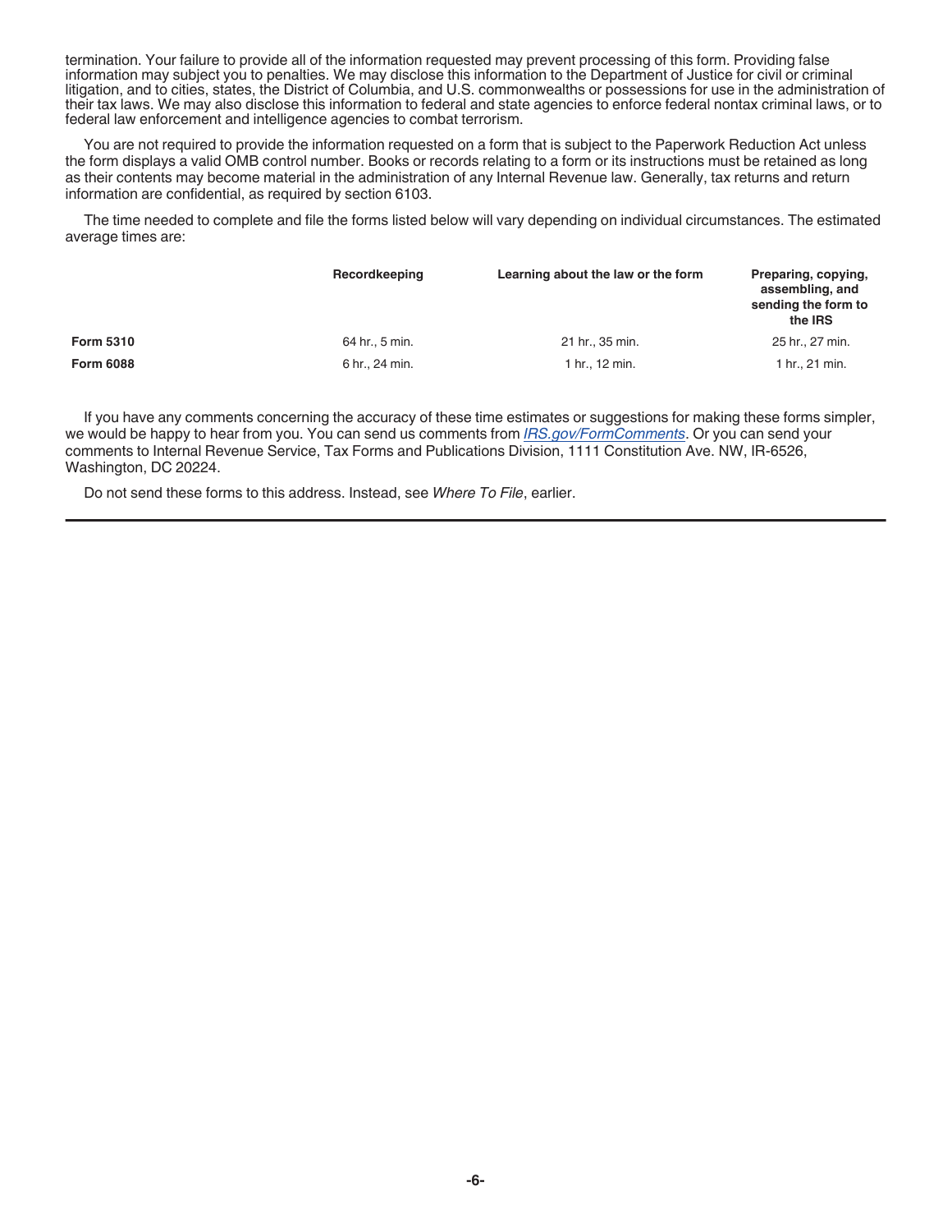termination. Your failure to provide all of the information requested may prevent processing of this form. Providing false information may subject you to penalties. We may disclose this information to the Department of Justice for civil or criminal litigation, and to cities, states, the District of Columbia, and U.S. commonwealths or possessions for use in the administration of their tax laws. We may also disclose this information to federal and state agencies to enforce federal nontax criminal laws, or to federal law enforcement and intelligence agencies to combat terrorism.

You are not required to provide the information requested on a form that is subject to the Paperwork Reduction Act unless the form displays a valid OMB control number. Books or records relating to a form or its instructions must be retained as long as their contents may become material in the administration of any Internal Revenue law. Generally, tax returns and return information are confidential, as required by section 6103.

The time needed to complete and file the forms listed below will vary depending on individual circumstances. The estimated average times are:

| | **Recordkeeping** | **Learning about the law or the form** | **Preparing, copying, assembling, and sending the form to the IRS** |
|---|---|---|---|
| **Form 5310** | 64 hr., 5 min. | 21 hr., 35 min. | 25 hr., 27 min. |
| **Form 6088** | 6 hr., 24 min. | 1 hr., 12 min. | 1 hr., 21 min. |

If you have any comments concerning the accuracy of these time estimates or suggestions for making these forms simpler, we would be happy to hear from you. You can send us comments from *IRS.gov/FormComments*. Or you can send your comments to Internal Revenue Service, Tax Forms and Publications Division, 1111 Constitution Ave. NW, IR-6526, Washington, DC 20224.

Do not send these forms to this address. Instead, see *Where To File*, earlier.